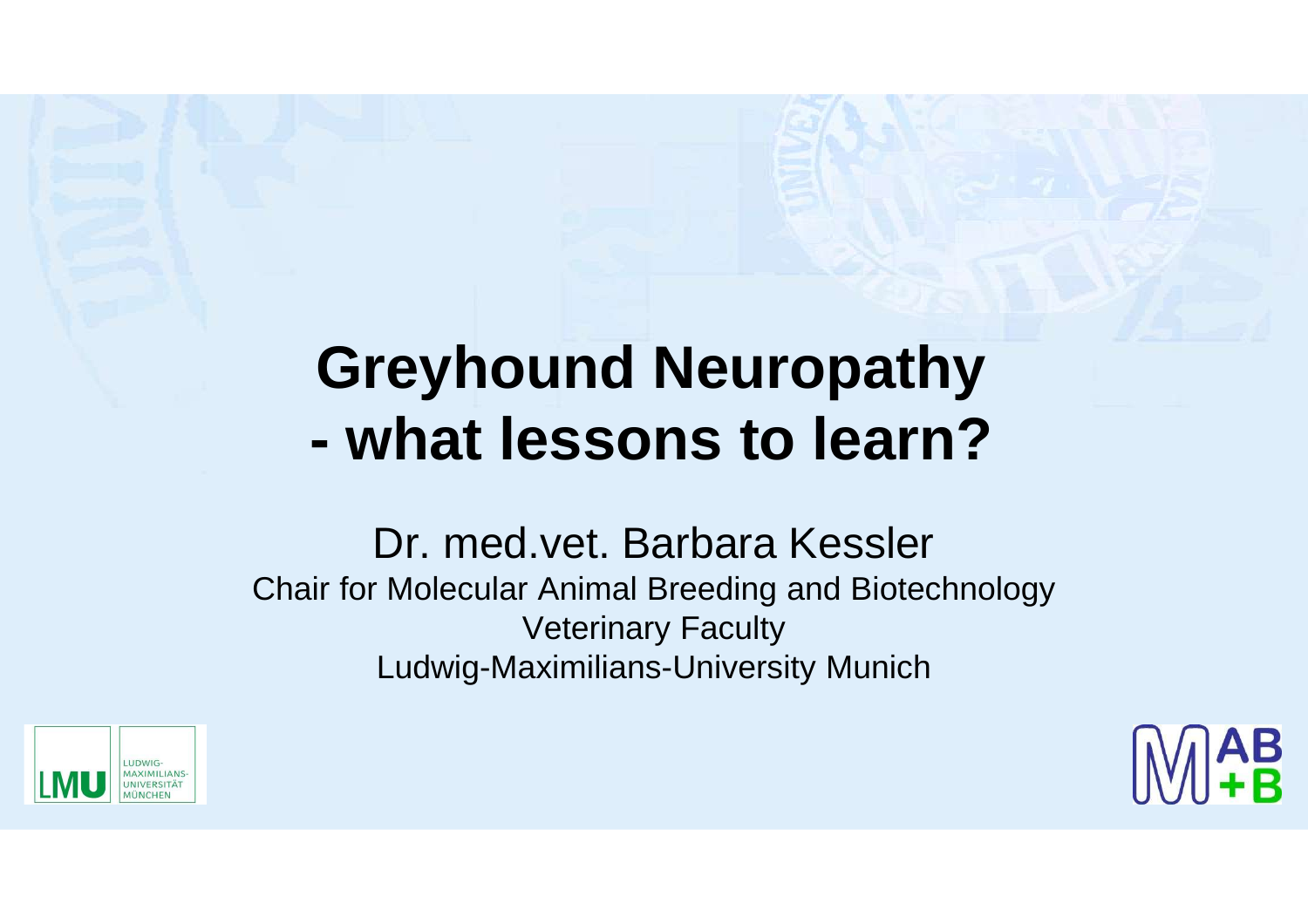# Greyhound Neuropathy - what lessons to learn?

Dr. med.vet. Barbara Kessler

Chair for Molecular Animal Breeding and Biotechnology

Veterinary Faculty

Ludwig-Maximilians-University Munich

LMU LUDWIG-MAXIMILIANS-UNIVERSITÄT MÜNCHEN

MAB+B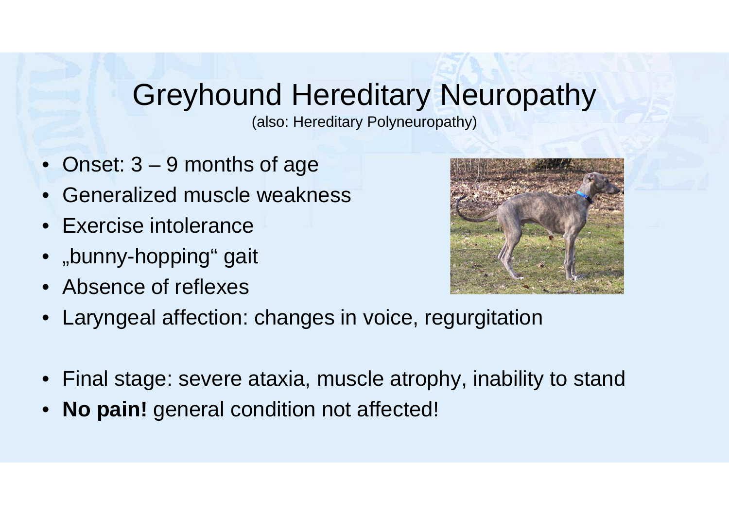# Greyhound Hereditary Neuropathy

(also: Hereditary Polyneuropathy)

- Onset: 3 – 9 months of age
- Generalized muscle weakness
- Exercise intolerance
- „bunny-hopping" gait
- Absence of reflexes
- Laryngeal affection: changes in voice, regurgitation

- Final stage: severe ataxia, muscle atrophy, inability to stand
- **No pain!** general condition not affected!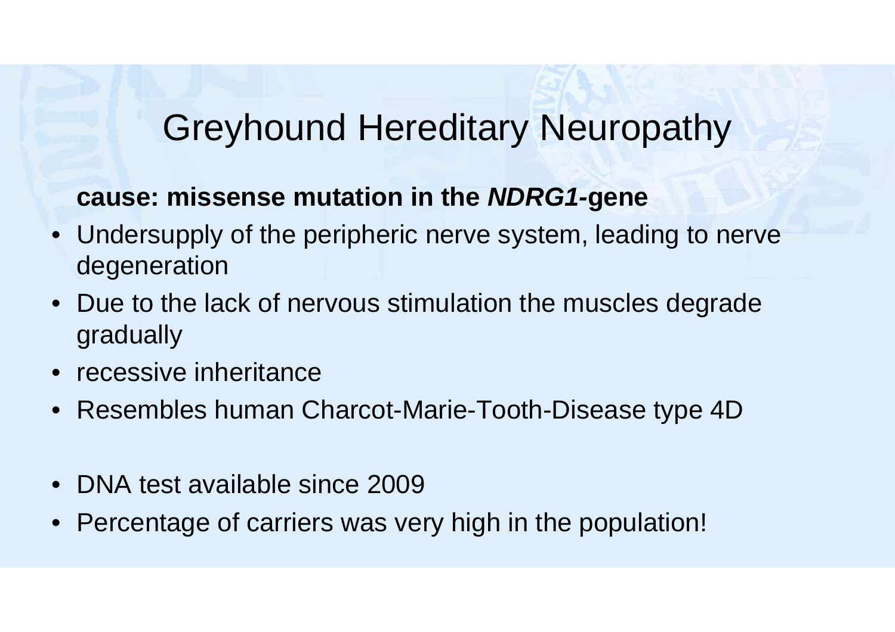# Greyhound Hereditary Neuropathy

**cause: missense mutation in the *NDRG1*-gene**

- Undersupply of the peripheric nerve system, leading to nerve degeneration
- Due to the lack of nervous stimulation the muscles degrade gradually
- recessive inheritance
- Resembles human Charcot-Marie-Tooth-Disease type 4D

- DNA test available since 2009
- Percentage of carriers was very high in the population!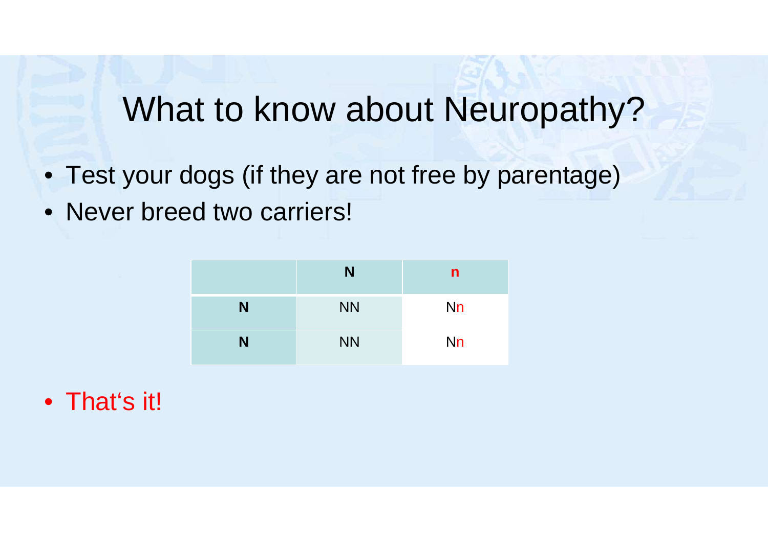# What to know about Neuropathy?

- Test your dogs (if they are not free by parentage)
- Never breed two carriers!

| | **N** | **n** |
|---|---|---|
| **N** | NN | Nn |
| **N** | NN | Nn |

- That's it!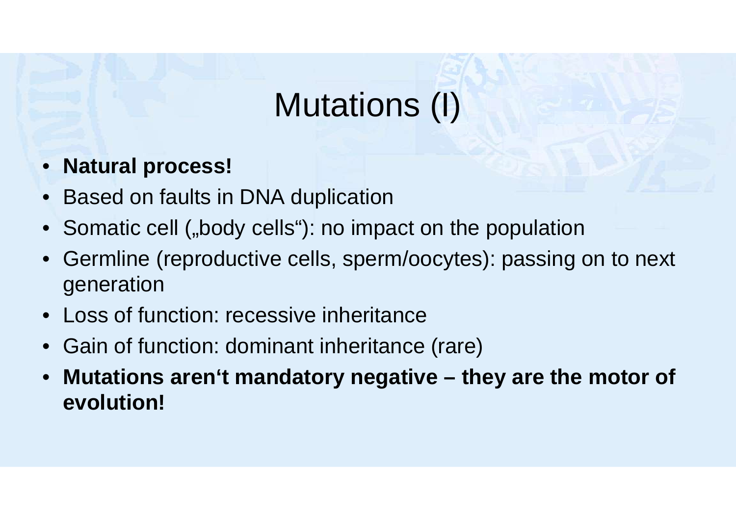# Mutations (I)

- **Natural process!**
- Based on faults in DNA duplication
- Somatic cell („body cells“): no impact on the population
- Germline (reproductive cells, sperm/oocytes): passing on to next generation
- Loss of function: recessive inheritance
- Gain of function: dominant inheritance (rare)
- **Mutations aren‘t mandatory negative – they are the motor of evolution!**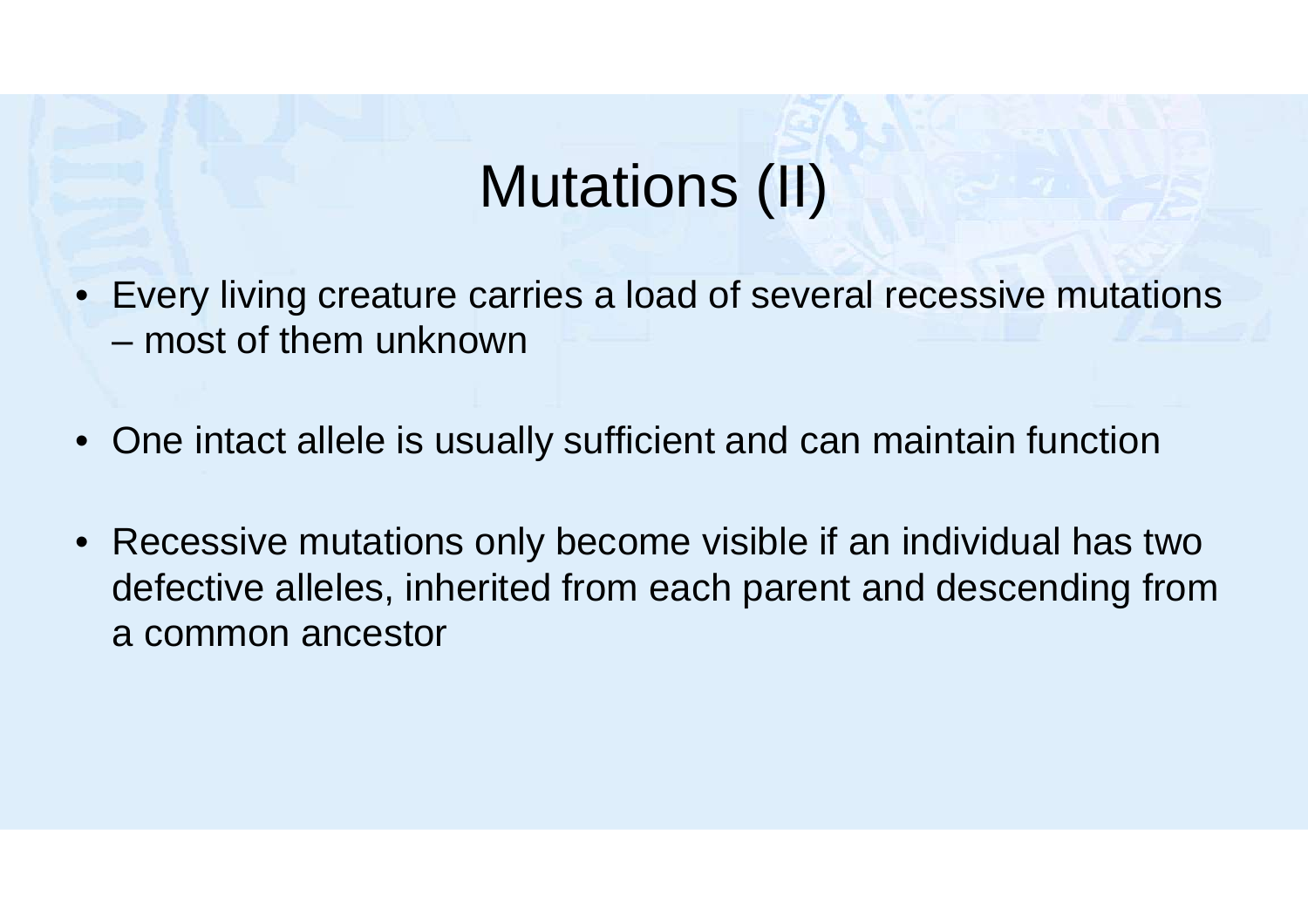# Mutations (II)

- Every living creature carries a load of several recessive mutations – most of them unknown
- One intact allele is usually sufficient and can maintain function
- Recessive mutations only become visible if an individual has two defective alleles, inherited from each parent and descending from a common ancestor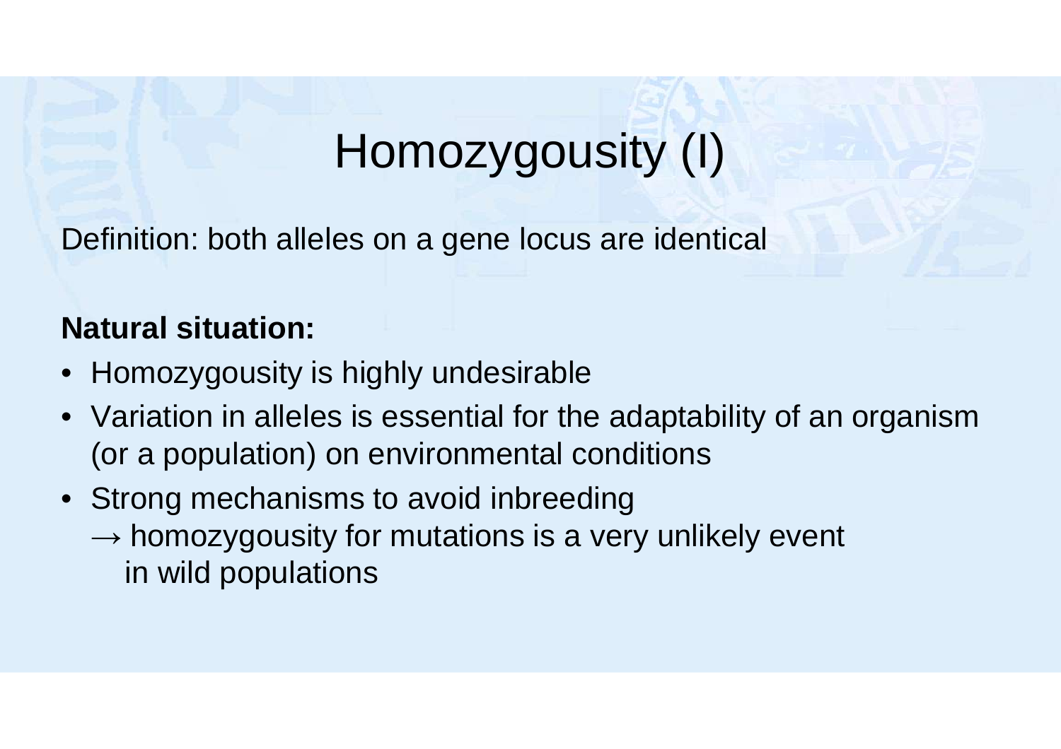# Homozygousity (I)

Definition: both alleles on a gene locus are identical

**Natural situation:**

- Homozygousity is highly undesirable
- Variation in alleles is essential for the adaptability of an organism (or a population) on environmental conditions
- Strong mechanisms to avoid inbreeding
  → homozygousity for mutations is a very unlikely event in wild populations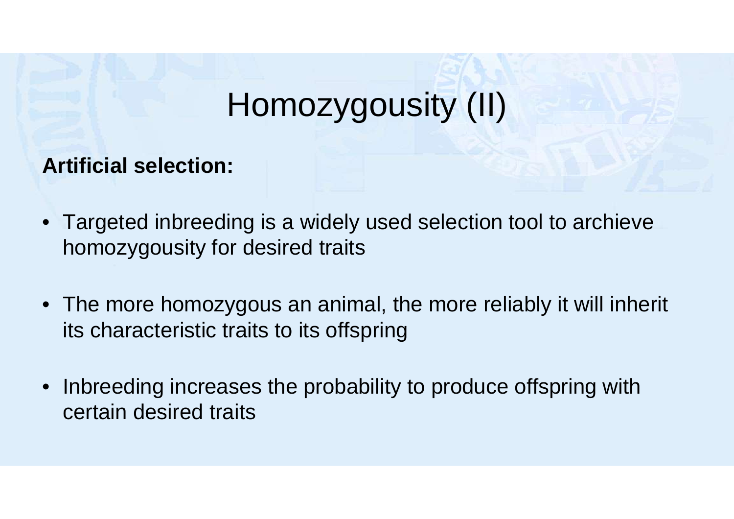# Homozygousity (II)

**Artificial selection:**

- Targeted inbreeding is a widely used selection tool to archieve homozygousity for desired traits
- The more homozygous an animal, the more reliably it will inherit its characteristic traits to its offspring
- Inbreeding increases the probability to produce offspring with certain desired traits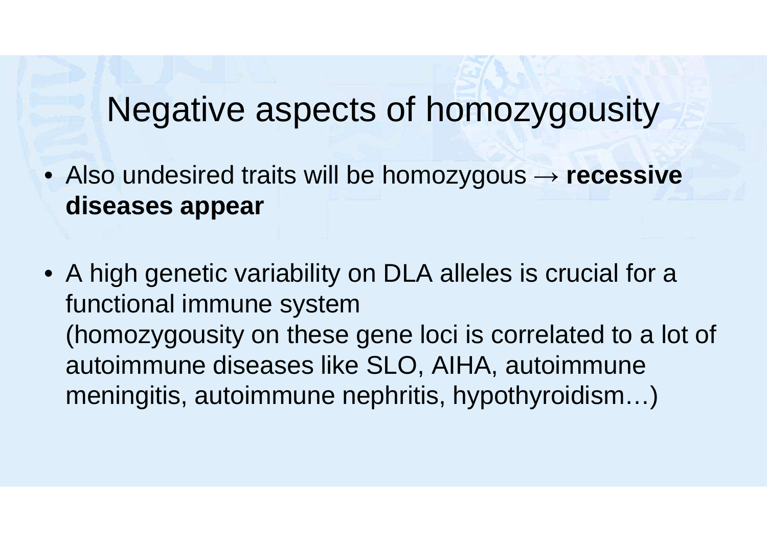# Negative aspects of homozygousity

- Also undesired traits will be homozygous → **recessive diseases appear**

- A high genetic variability on DLA alleles is crucial for a functional immune system
  (homozygousity on these gene loci is correlated to a lot of autoimmune diseases like SLO, AIHA, autoimmune meningitis, autoimmune nephritis, hypothyroidism…)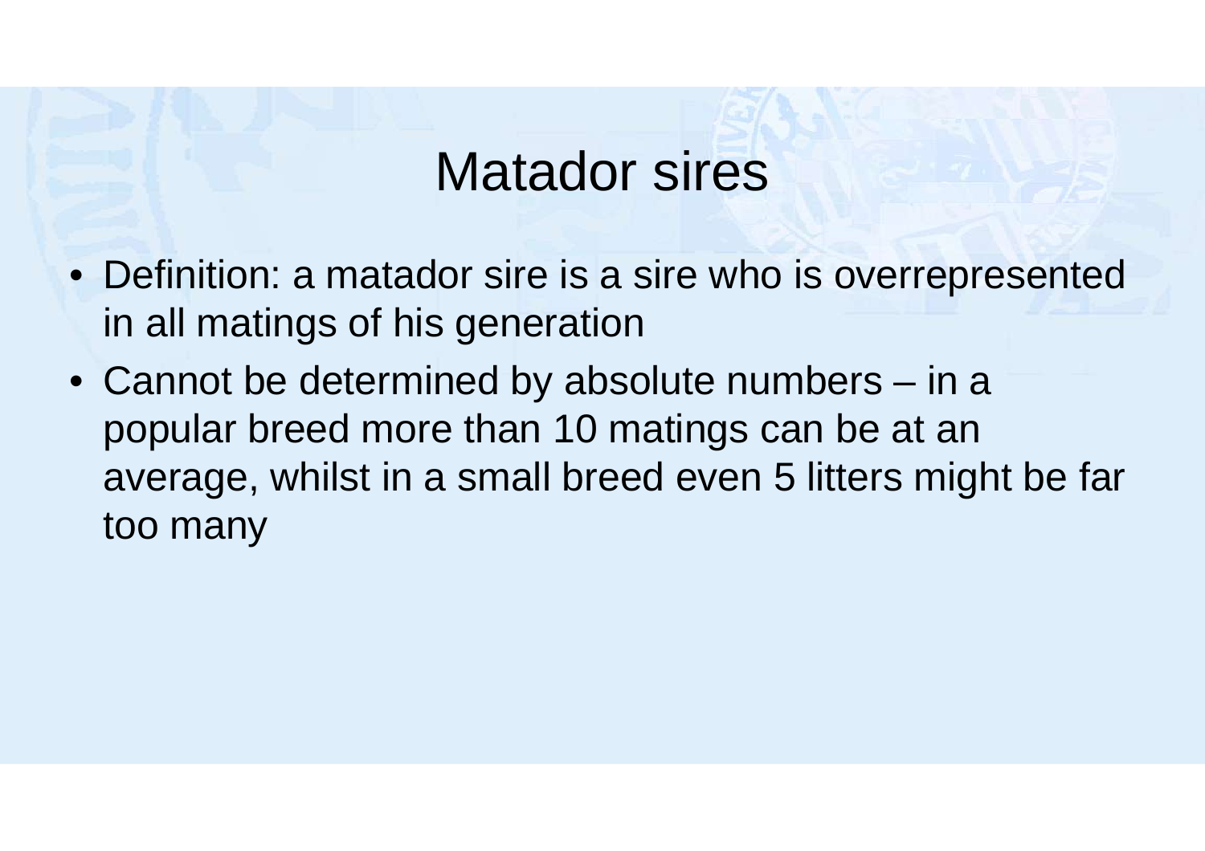# Matador sires

- Definition: a matador sire is a sire who is overrepresented in all matings of his generation
- Cannot be determined by absolute numbers – in a popular breed more than 10 matings can be at an average, whilst in a small breed even 5 litters might be far too many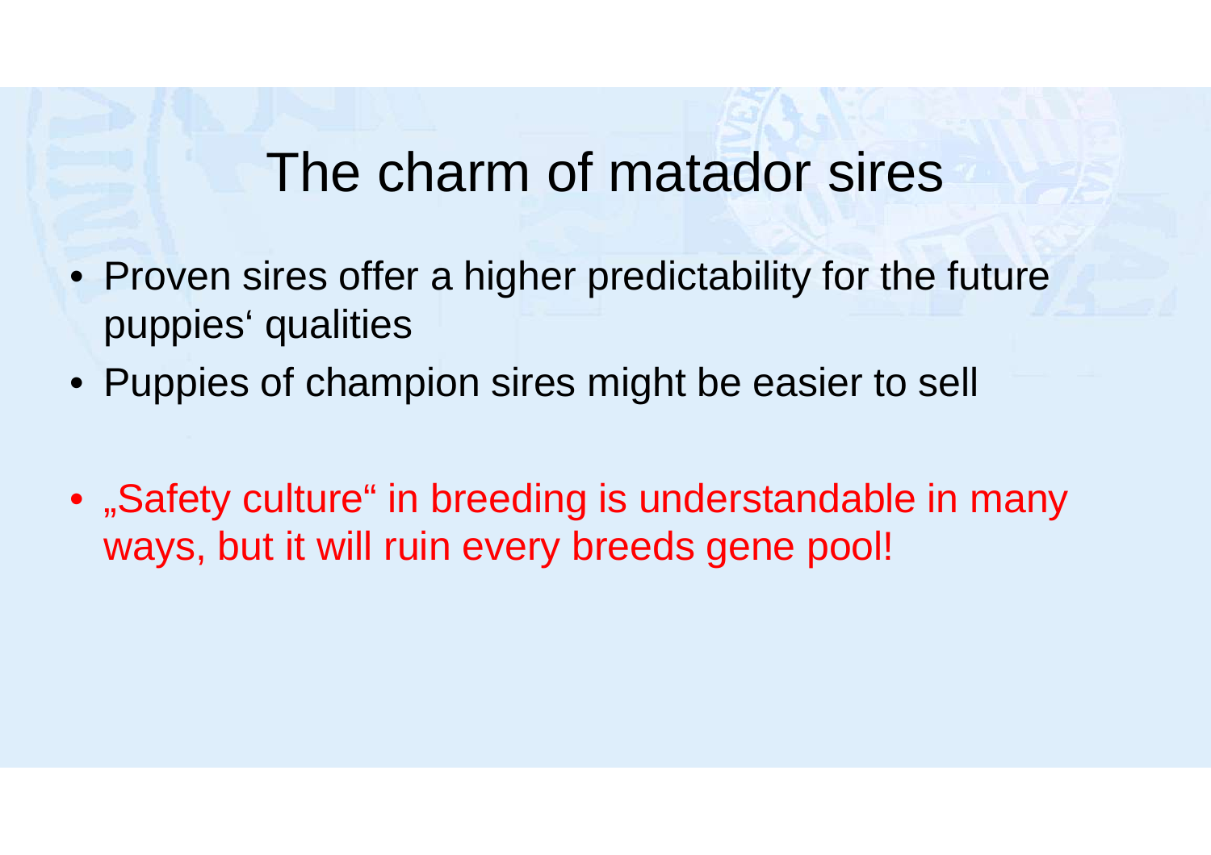# The charm of matador sires

- Proven sires offer a higher predictability for the future puppies‘ qualities
- Puppies of champion sires might be easier to sell

- „Safety culture“ in breeding is understandable in many ways, but it will ruin every breeds gene pool!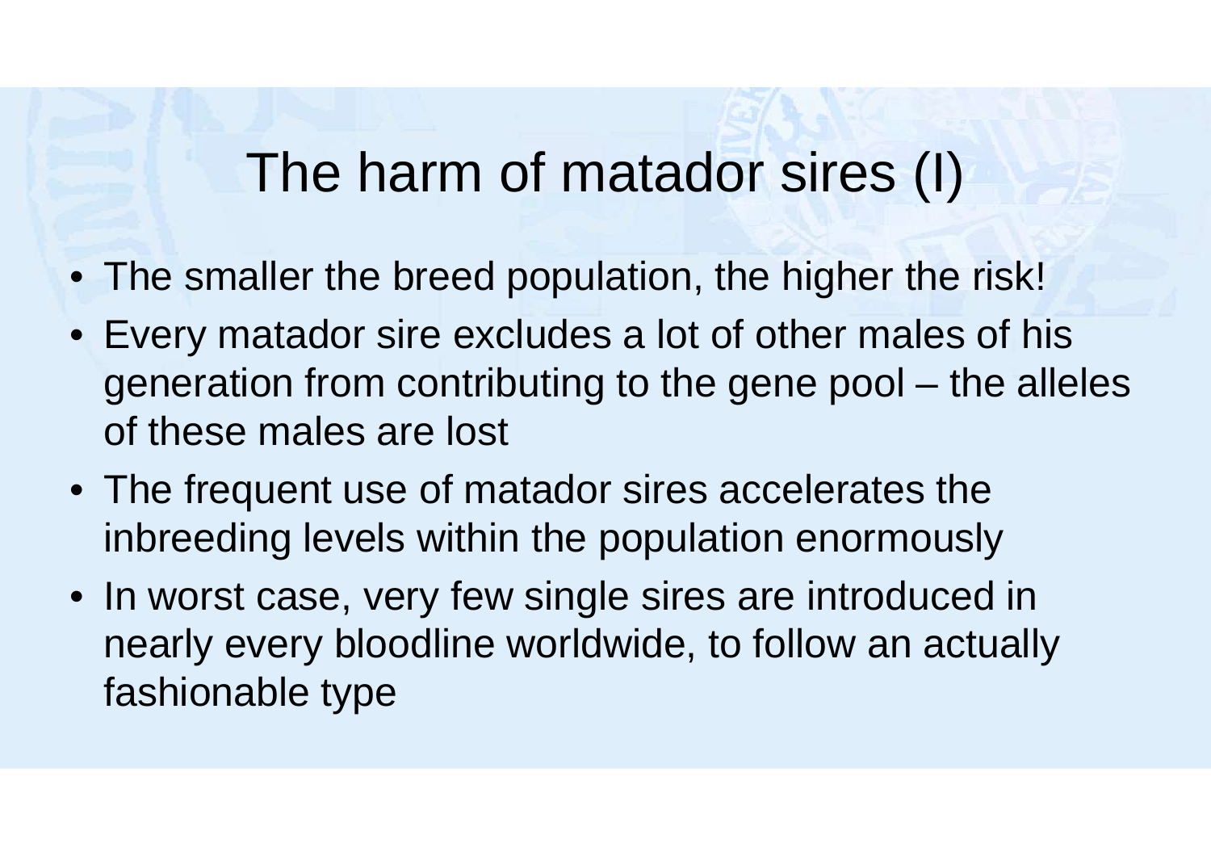# The harm of matador sires (I)

- The smaller the breed population, the higher the risk!
- Every matador sire excludes a lot of other males of his generation from contributing to the gene pool – the alleles of these males are lost
- The frequent use of matador sires accelerates the inbreeding levels within the population enormously
- In worst case, very few single sires are introduced in nearly every bloodline worldwide, to follow an actually fashionable type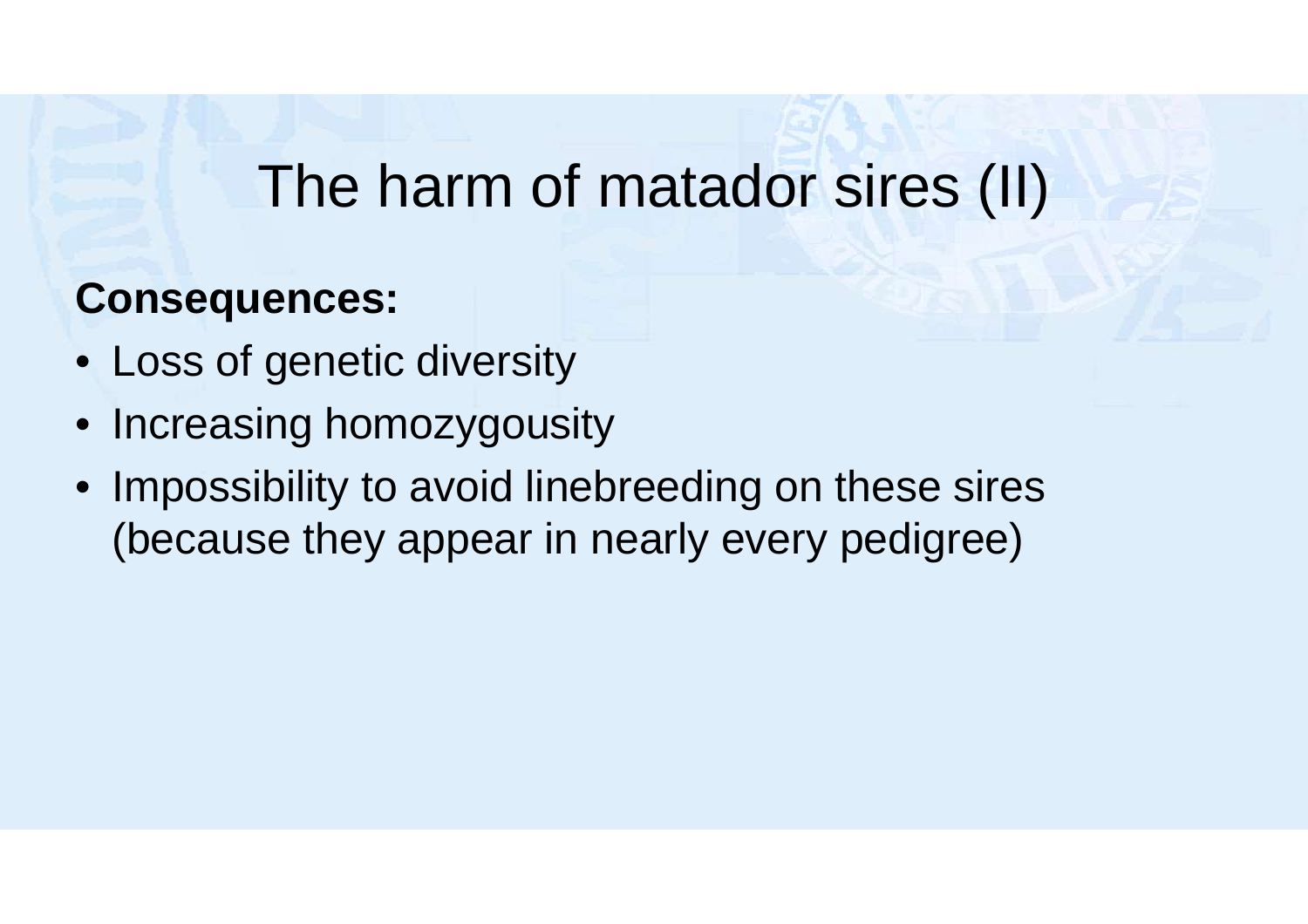# The harm of matador sires (II)

**Consequences:**

- Loss of genetic diversity
- Increasing homozygousity
- Impossibility to avoid linebreeding on these sires (because they appear in nearly every pedigree)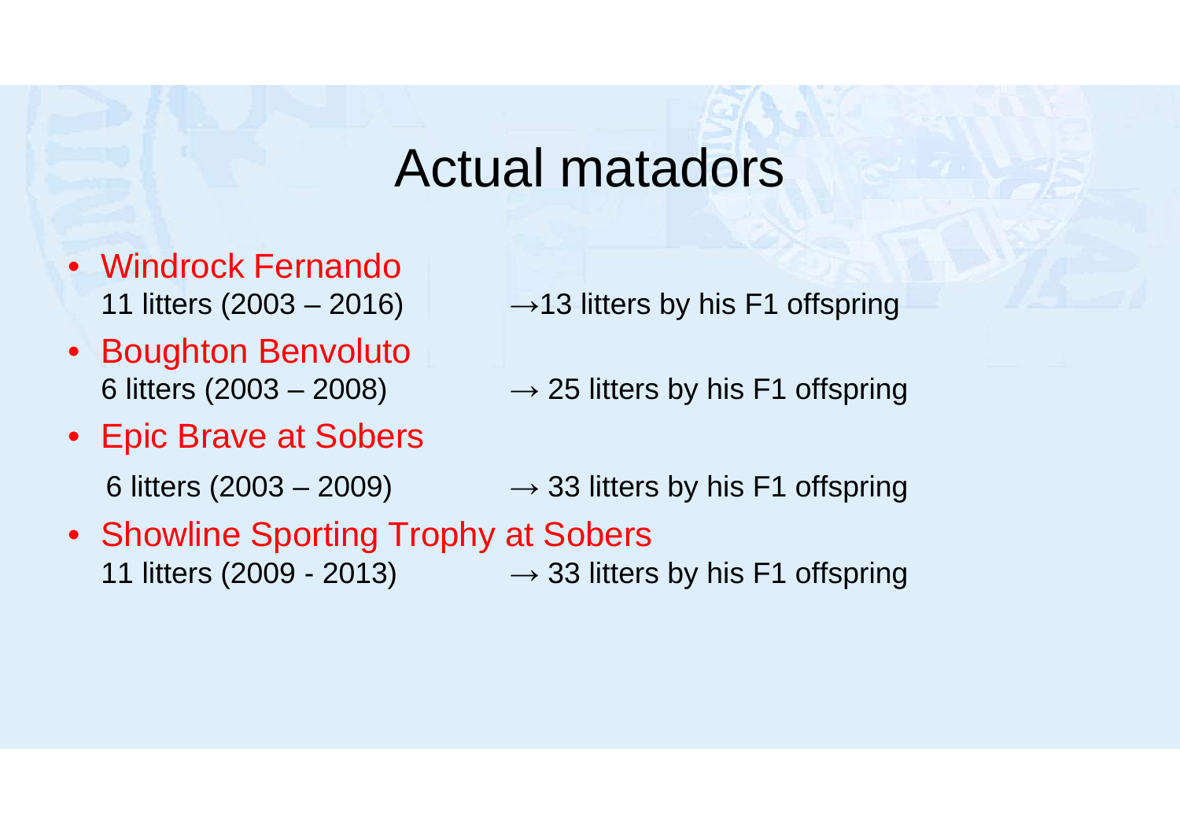# Actual matadors

- Windrock Fernando
  11 litters (2003 – 2016) → 13 litters by his F1 offspring
- Boughton Benvoluto
  6 litters (2003 – 2008) → 25 litters by his F1 offspring
- Epic Brave at Sobers
  6 litters (2003 – 2009) → 33 litters by his F1 offspring
- Showline Sporting Trophy at Sobers
  11 litters (2009 - 2013) → 33 litters by his F1 offspring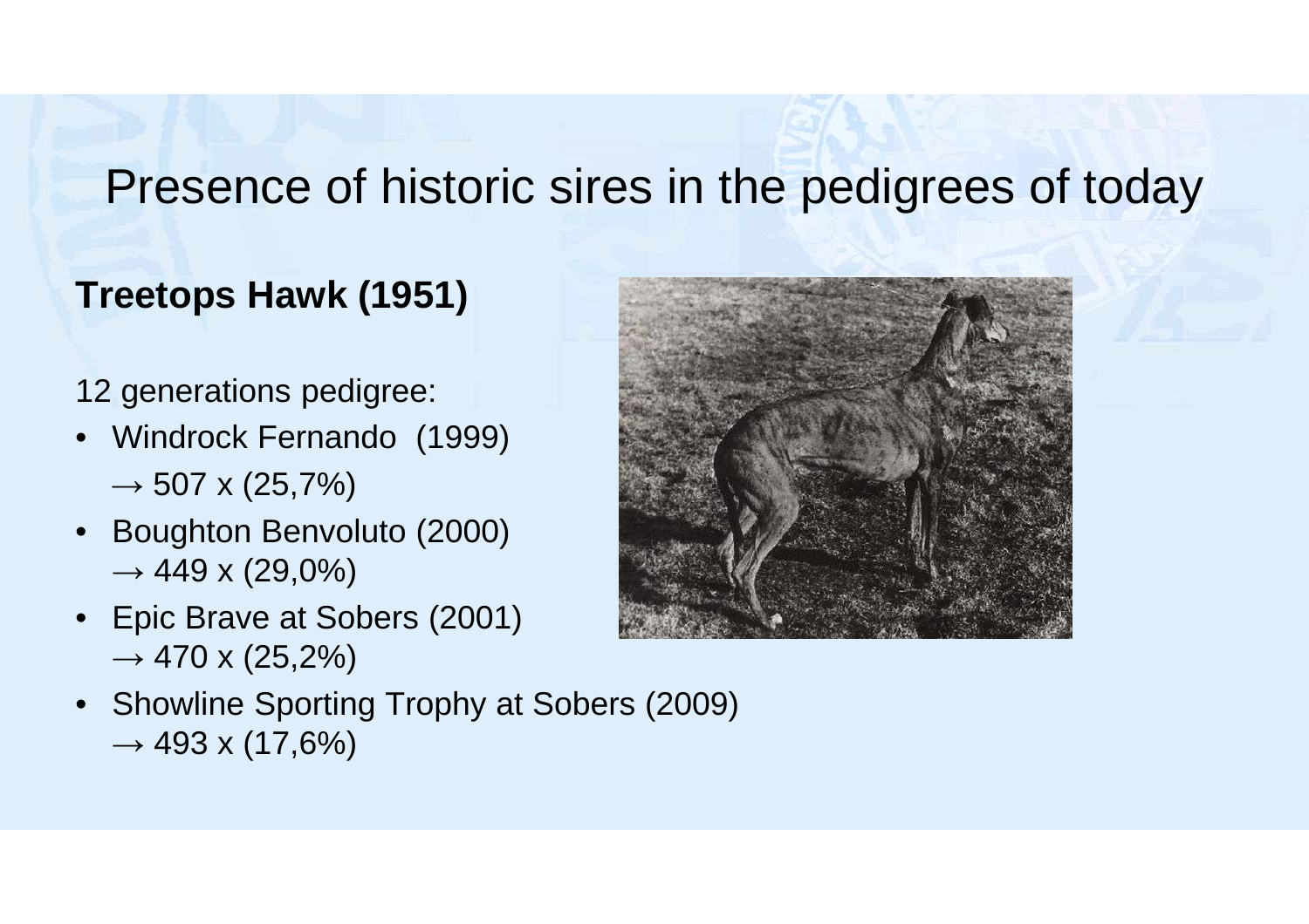# Presence of historic sires in the pedigrees of today

**Treetops Hawk (1951)**

12 generations pedigree:

- Windrock Fernando (1999)
  $\rightarrow$ 507 x (25,7%)
- Boughton Benvoluto (2000)
  $\rightarrow$ 449 x (29,0%)
- Epic Brave at Sobers (2001)
  $\rightarrow$ 470 x (25,2%)
- Showline Sporting Trophy at Sobers (2009)
  $\rightarrow$ 493 x (17,6%)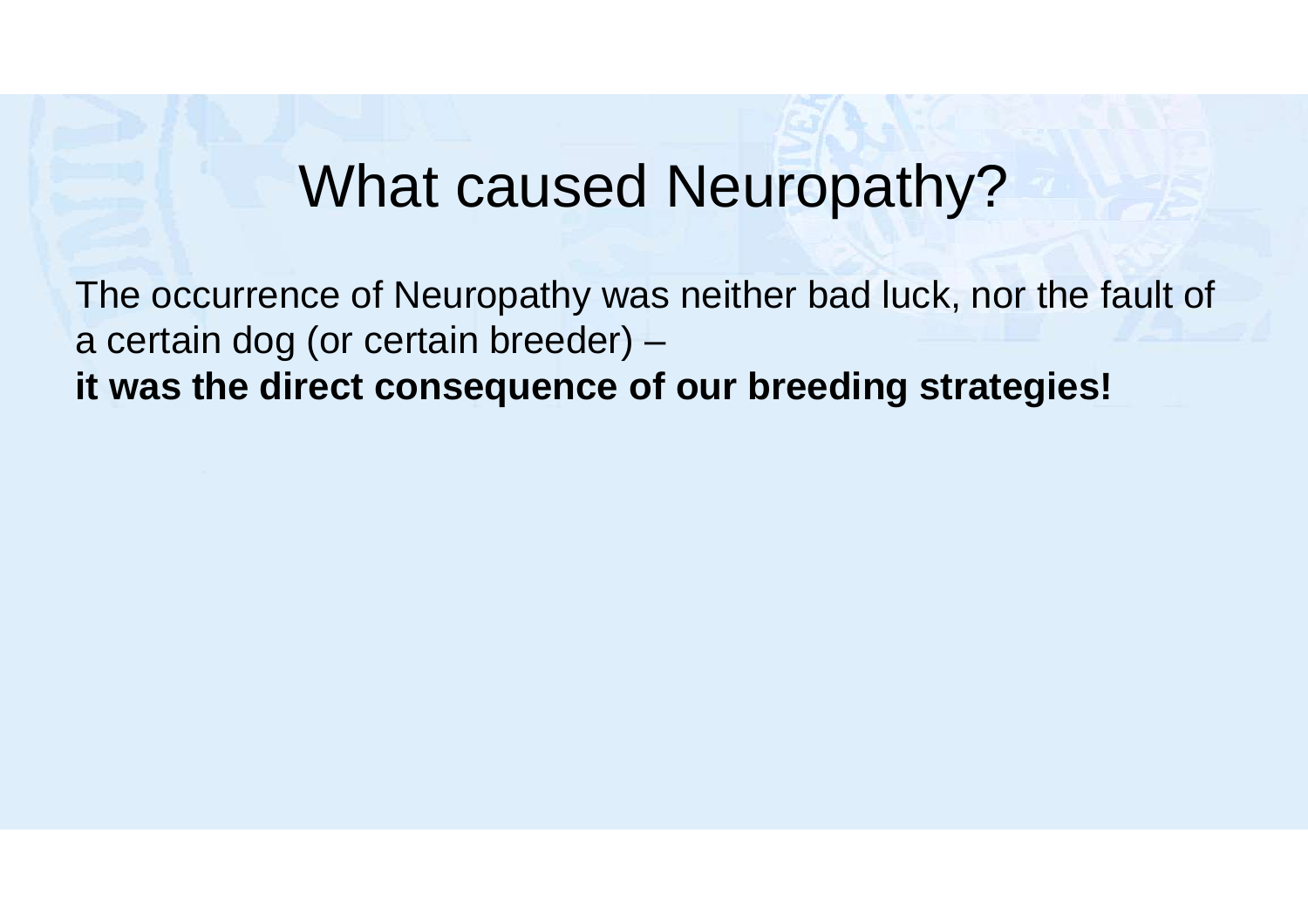# What caused Neuropathy?

The occurrence of Neuropathy was neither bad luck, nor the fault of a certain dog (or certain breeder) –
**it was the direct consequence of our breeding strategies!**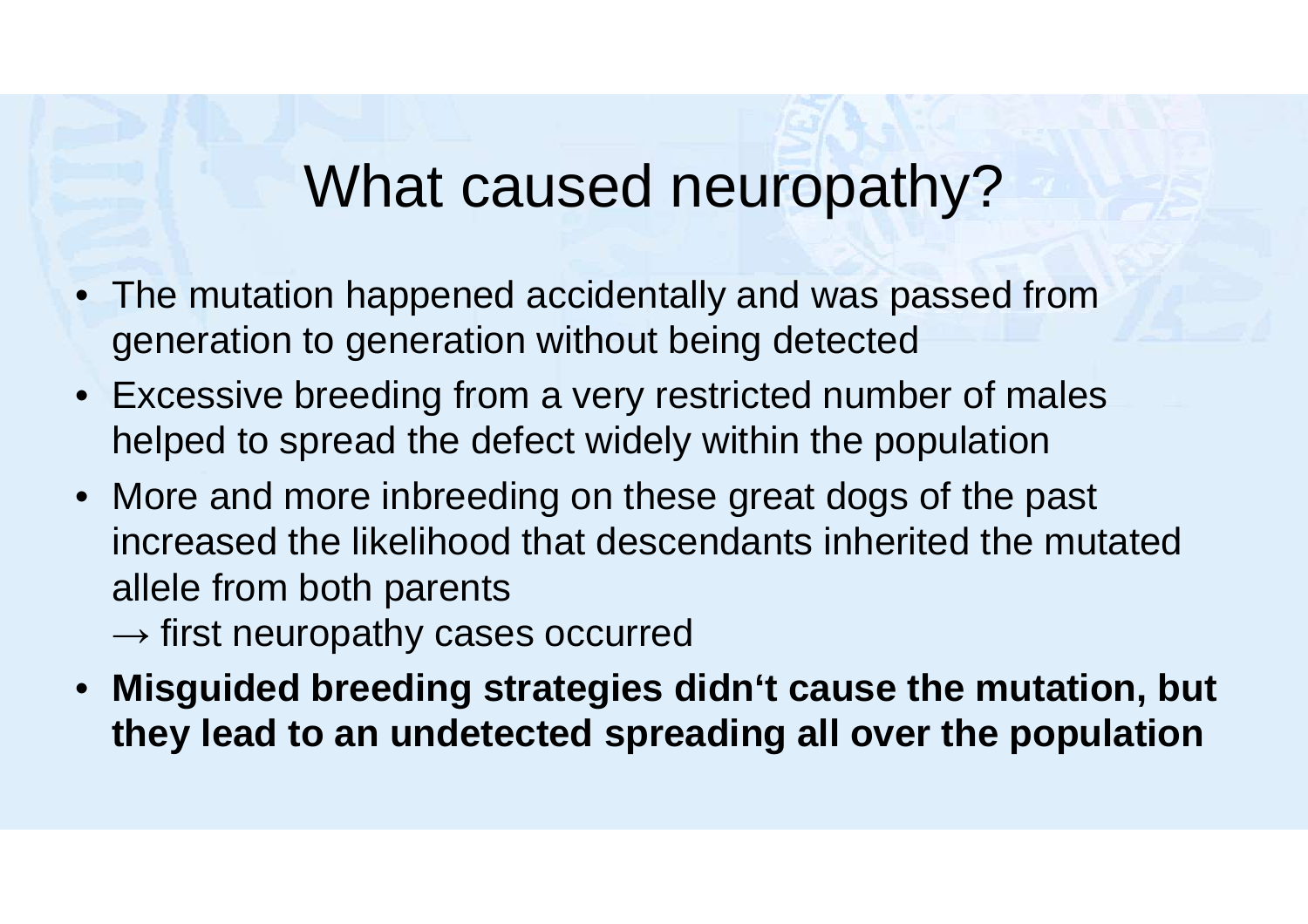# What caused neuropathy?

- The mutation happened accidentally and was passed from generation to generation without being detected
- Excessive breeding from a very restricted number of males helped to spread the defect widely within the population
- More and more inbreeding on these great dogs of the past increased the likelihood that descendants inherited the mutated allele from both parents
  → first neuropathy cases occurred
- **Misguided breeding strategies didn‘t cause the mutation, but they lead to an undetected spreading all over the population**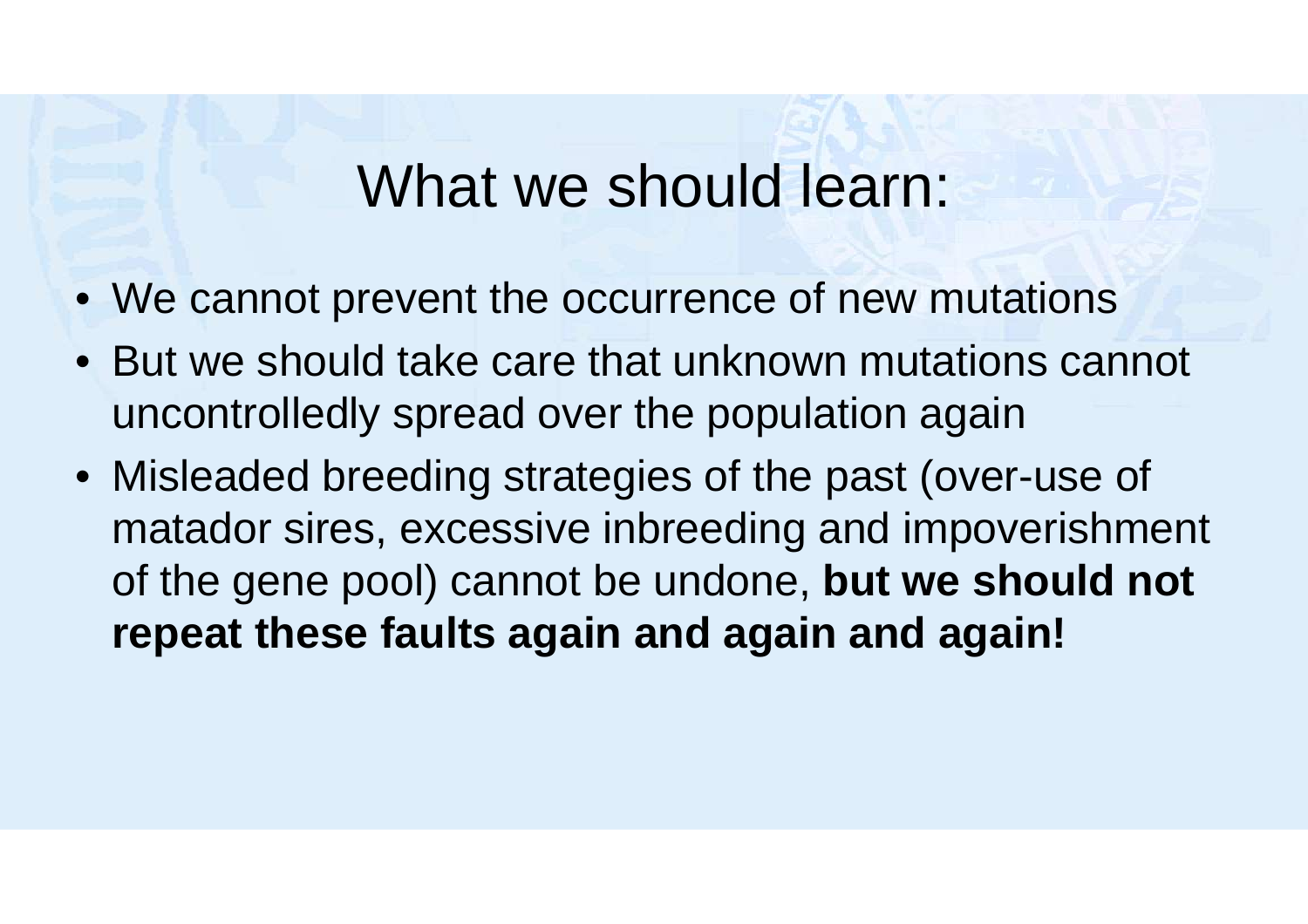# What we should learn:

- We cannot prevent the occurrence of new mutations
- But we should take care that unknown mutations cannot uncontrolledly spread over the population again
- Misleaded breeding strategies of the past (over-use of matador sires, excessive inbreeding and impoverishment of the gene pool) cannot be undone, **but we should not repeat these faults again and again and again!**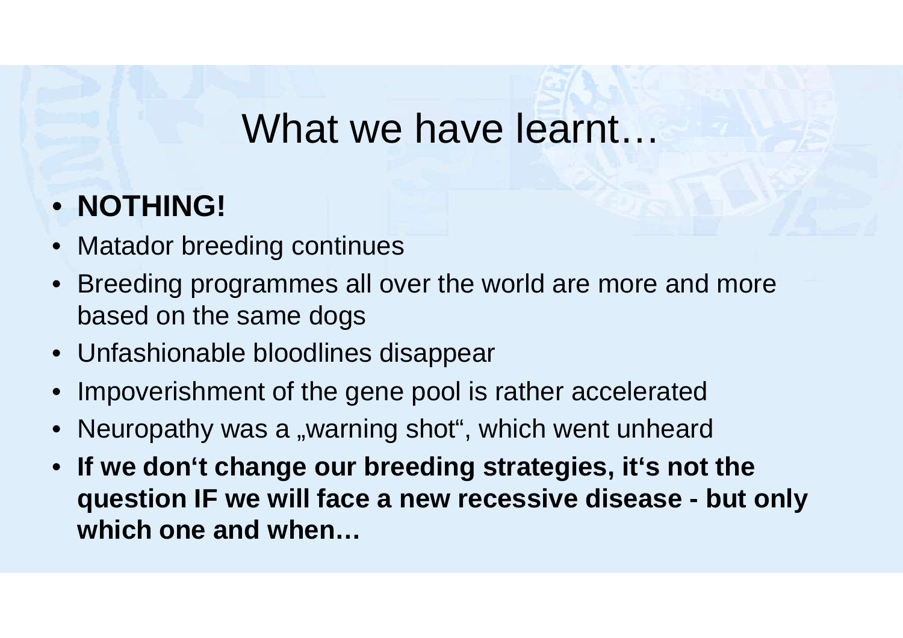# What we have learnt…

- **NOTHING!**
- Matador breeding continues
- Breeding programmes all over the world are more and more based on the same dogs
- Unfashionable bloodlines disappear
- Impoverishment of the gene pool is rather accelerated
- Neuropathy was a „warning shot“, which went unheard
- **If we don‘t change our breeding strategies, it‘s not the question IF we will face a new recessive disease - but only which one and when…**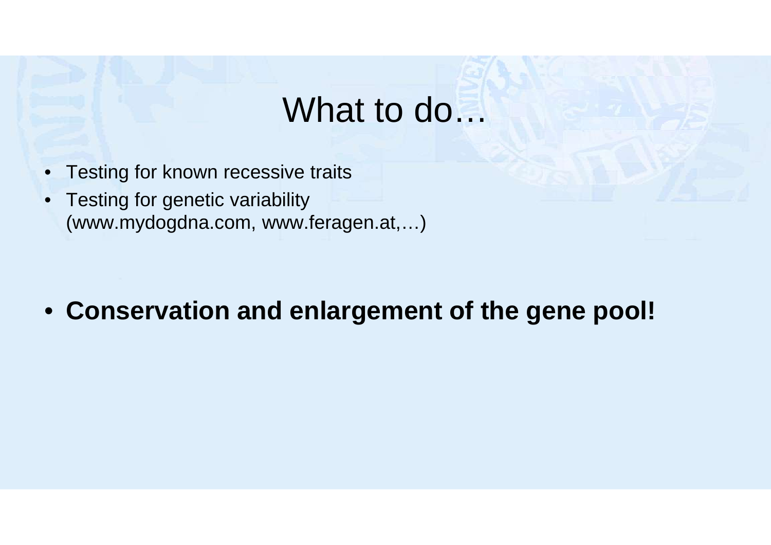# What to do…

- Testing for known recessive traits
- Testing for genetic variability (www.mydogdna.com, www.feragen.at,…)

- **Conservation and enlargement of the gene pool!**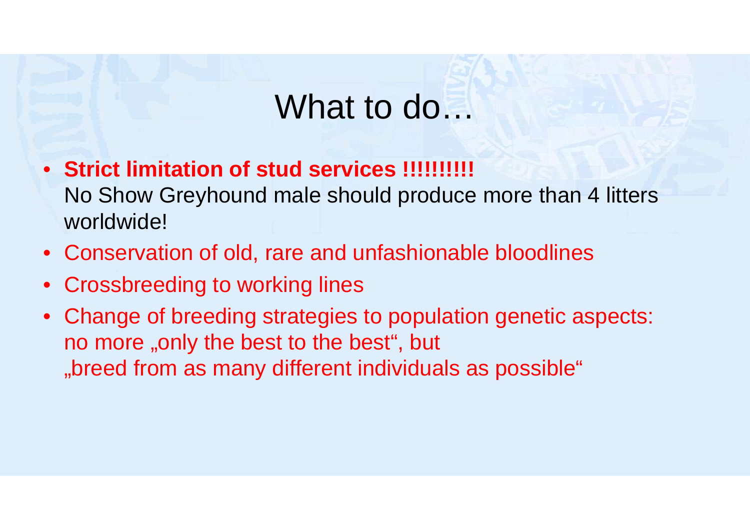# What to do…

- **Strict limitation of stud services !!!!!!!!!!**
  No Show Greyhound male should produce more than 4 litters worldwide!
- Conservation of old, rare and unfashionable bloodlines
- Crossbreeding to working lines
- Change of breeding strategies to population genetic aspects: no more „only the best to the best“, but „breed from as many different individuals as possible“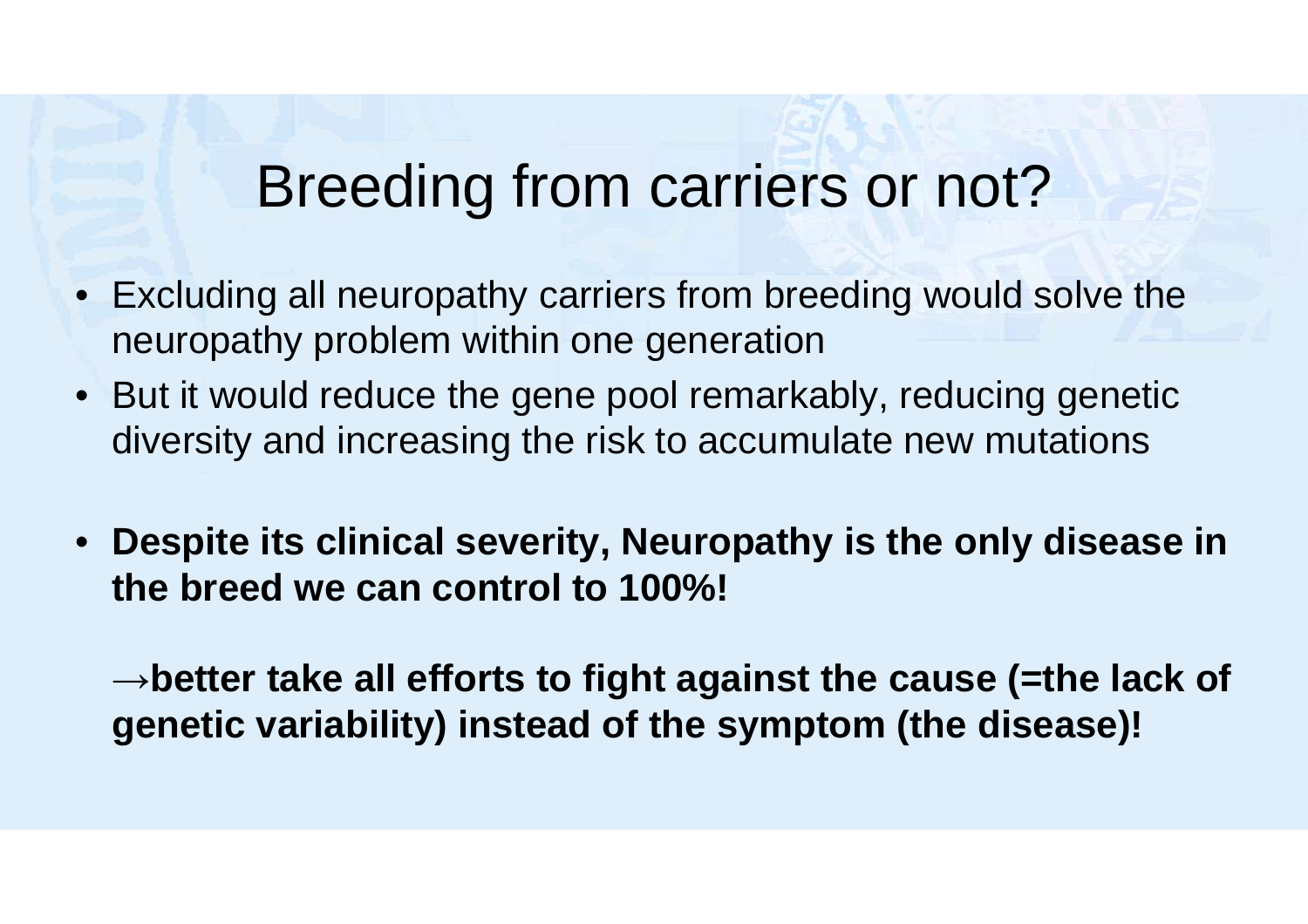# Breeding from carriers or not?

- Excluding all neuropathy carriers from breeding would solve the neuropathy problem within one generation
- But it would reduce the gene pool remarkably, reducing genetic diversity and increasing the risk to accumulate new mutations

- **Despite its clinical severity, Neuropathy is the only disease in the breed we can control to 100%!**

  **→better take all efforts to fight against the cause (=the lack of genetic variability) instead of the symptom (the disease)!**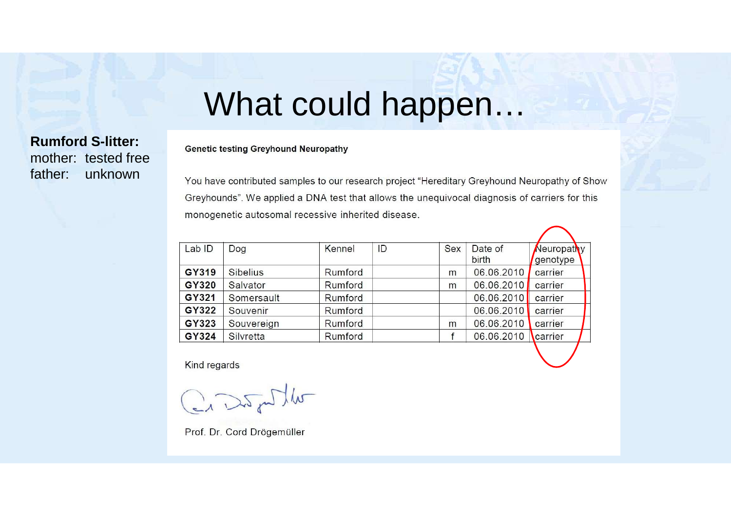# What could happen…

**Rumford S-litter:**
mother: tested free
father: unknown

**Genetic testing Greyhound Neuropathy**

You have contributed samples to our research project "Hereditary Greyhound Neuropathy of Show Greyhounds". We applied a DNA test that allows the unequivocal diagnosis of carriers for this monogenetic autosomal recessive inherited disease.

| Lab ID | Dog | Kennel | ID | Sex | Date of birth | Neuropathy genotype |
|---|---|---|---|---|---|---|
| **GY319** | Sibelius | Rumford | | m | 06.06.2010 | carrier |
| **GY320** | Salvator | Rumford | | m | 06.06.2010 | carrier |
| **GY321** | Somersault | Rumford | | | 06.06.2010 | carrier |
| **GY322** | Souvenir | Rumford | | | 06.06.2010 | carrier |
| **GY323** | Souvereign | Rumford | | m | 06.06.2010 | carrier |
| **GY324** | Silvretta | Rumford | | f | 06.06.2010 | carrier |

Kind regards

Prof. Dr. Cord Drögemüller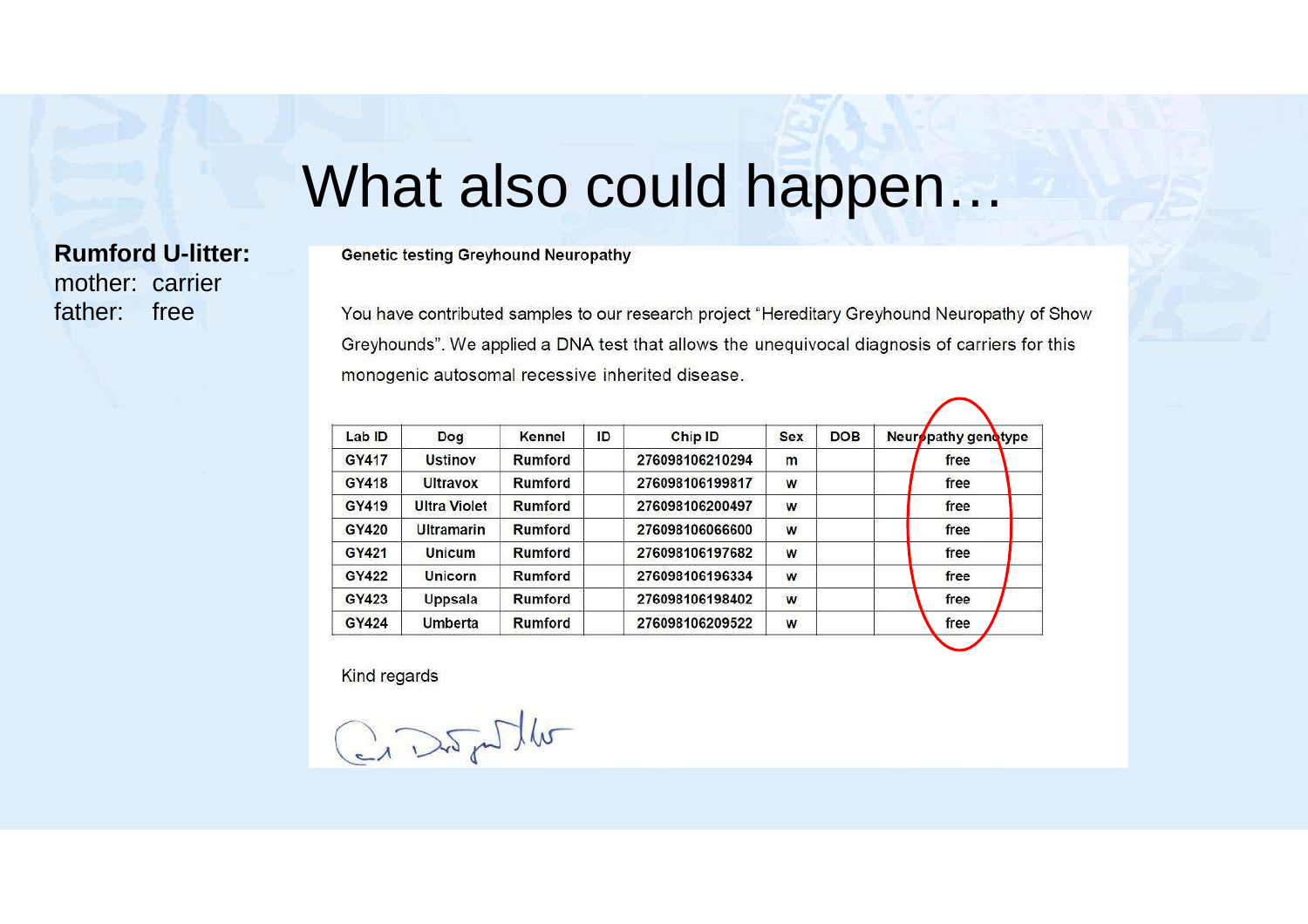# What also could happen…

**Rumford U-litter:**
mother: carrier
father: free

**Genetic testing Greyhound Neuropathy**

You have contributed samples to our research project "Hereditary Greyhound Neuropathy of Show Greyhounds". We applied a DNA test that allows the unequivocal diagnosis of carriers for this monogenic autosomal recessive inherited disease.

| Lab ID | Dog | Kennel | ID | Chip ID | Sex | DOB | Neuropathy genotype |
|---|---|---|---|---|---|---|---|
| GY417 | Ustinov | Rumford | | 276098106210294 | m | | free |
| GY418 | Ultravox | Rumford | | 276098106199817 | w | | free |
| GY419 | Ultra Violet | Rumford | | 276098106200497 | w | | free |
| GY420 | Ultramarin | Rumford | | 276098106066600 | w | | free |
| GY421 | Unicum | Rumford | | 276098106197682 | w | | free |
| GY422 | Unicorn | Rumford | | 276098106196334 | w | | free |
| GY423 | Uppsala | Rumford | | 276098106198402 | w | | free |
| GY424 | Umberta | Rumford | | 276098106209522 | w | | free |

Kind regards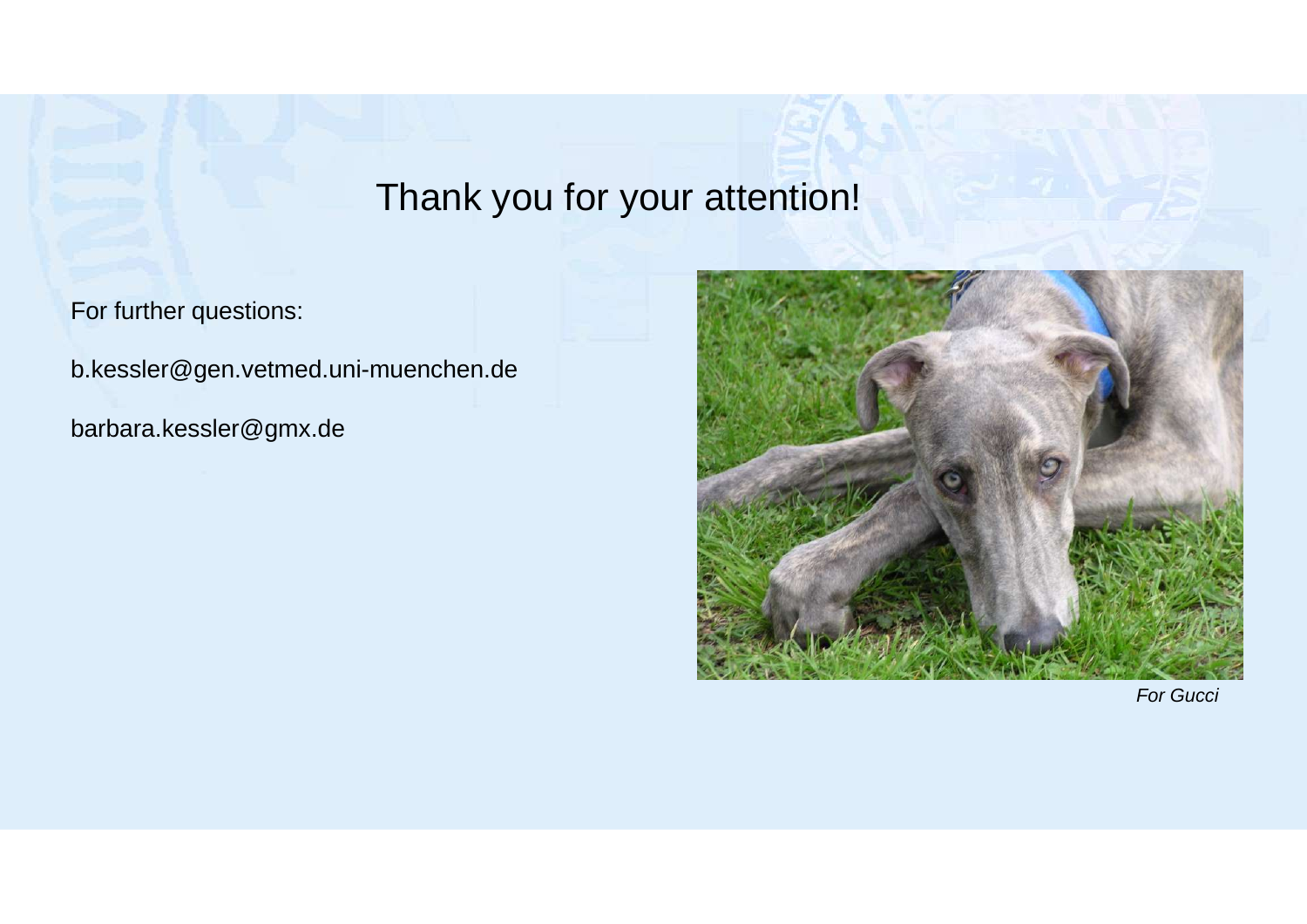# Thank you for your attention!

For further questions:

b.kessler@gen.vetmed.uni-muenchen.de

barbara.kessler@gmx.de

*For Gucci*